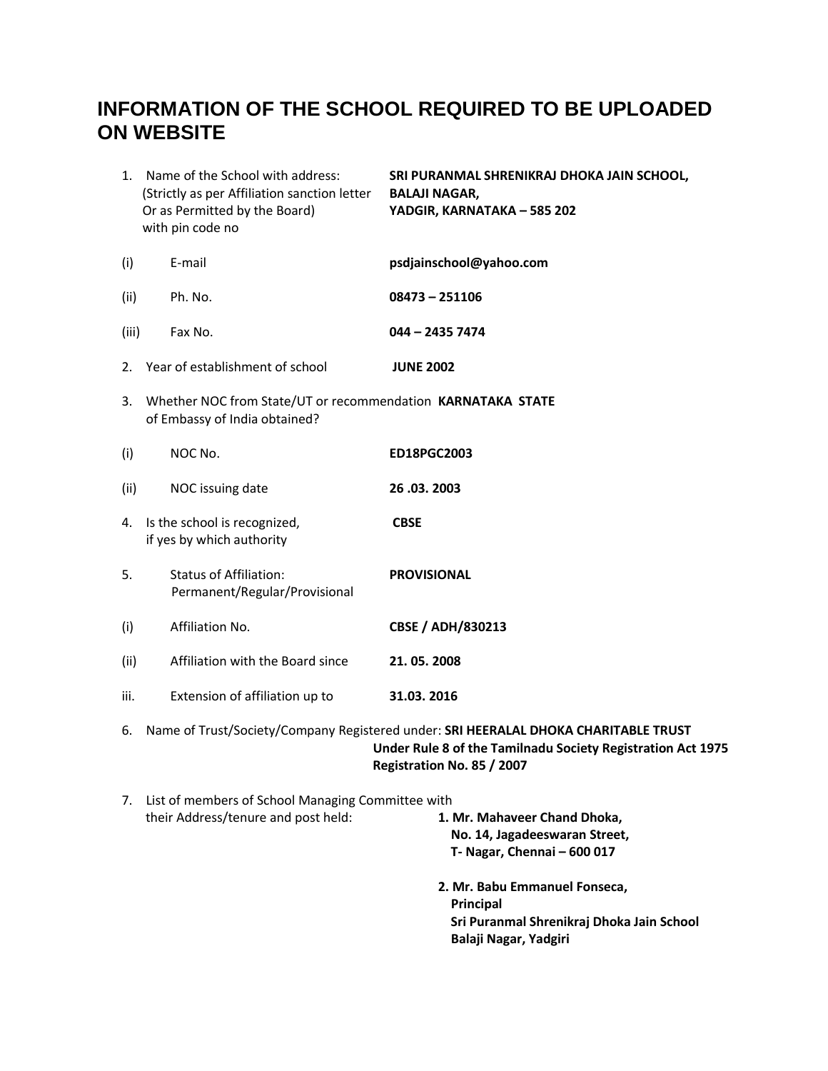# INFORMATION OF THE SCHOOL REQUIRED TO BE UPLOADED ON WEBSITE

1. Name of the School with address: (Strictly as per Affiliation sanction letter Or as Permitted by the Board) with pin code no — **SRI PURANMAL SHRENIKRAJ DHOKA JAIN SCHOOL, BALAJI NAGAR, YADGIR, KARNATAKA – 585 202**

   (i) E-mail — **psdjainschool@yahoo.com**

   (ii) Ph. No. — **08473 – 251106**

   (iii) Fax No. — **044 – 2435 7474**

2. Year of establishment of school — **JUNE 2002**

3. Whether NOC from State/UT or recommendation of Embassy of India obtained? — **KARNATAKA STATE**

   (i) NOC No. — **ED18PGC2003**

   (ii) NOC issuing date — **26 .03. 2003**

4. Is the school is recognized, if yes by which authority — **CBSE**

5. Status of Affiliation: Permanent/Regular/Provisional — **PROVISIONAL**

   (i) Affiliation No. — **CBSE / ADH/830213**

   (ii) Affiliation with the Board since — **21. 05. 2008**

   iii. Extension of affiliation up to — **31.03. 2016**

6. Name of Trust/Society/Company Registered under: **SRI HEERALAL DHOKA CHARITABLE TRUST Under Rule 8 of the Tamilnadu Society Registration Act 1975 Registration No. 85 / 2007**

7. List of members of School Managing Committee with their Address/tenure and post held:

   **1. Mr. Mahaveer Chand Dhoka,**
   **No. 14, Jagadeeswaran Street,**
   **T- Nagar, Chennai – 600 017**

   **2. Mr. Babu Emmanuel Fonseca,**
   **Principal**
   **Sri Puranmal Shrenikraj Dhoka Jain School**
   **Balaji Nagar, Yadgiri**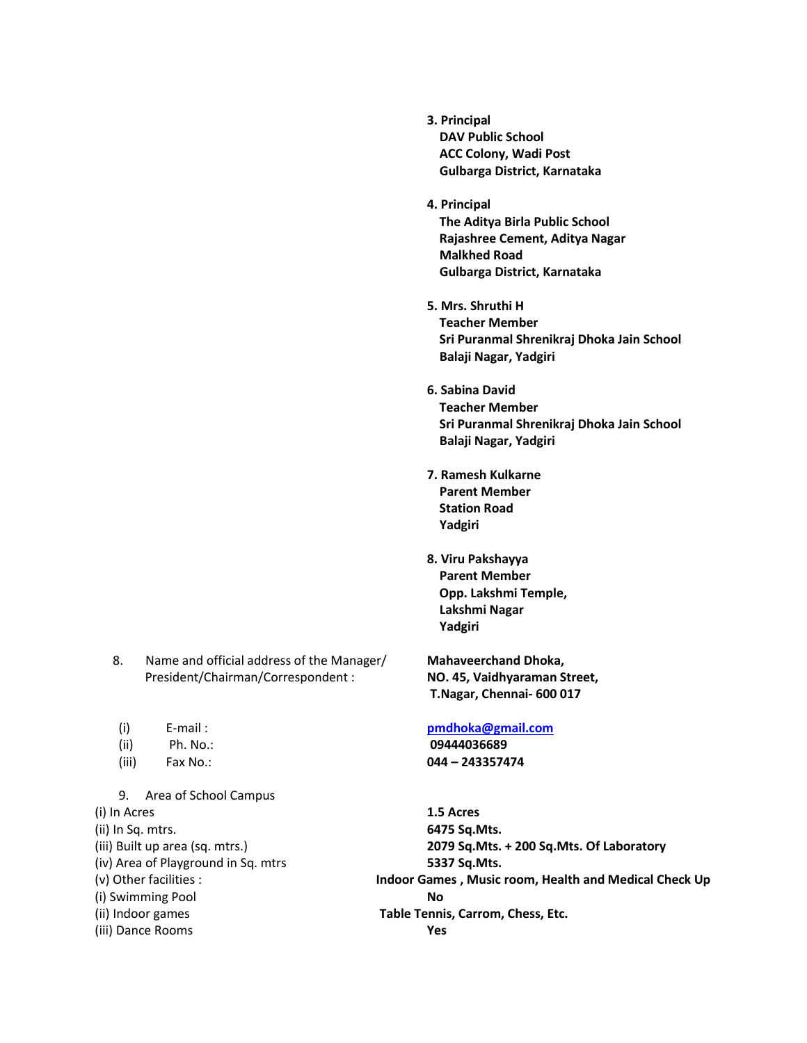**3. Principal**
**DAV Public School**
**ACC Colony, Wadi Post**
**Gulbarga District, Karnataka**

**4. Principal**
**The Aditya Birla Public School**
**Rajashree Cement, Aditya Nagar**
**Malkhed Road**
**Gulbarga District, Karnataka**

**5. Mrs. Shruthi H**
**Teacher Member**
**Sri Puranmal Shrenikraj Dhoka Jain School**
**Balaji Nagar, Yadgiri**

**6. Sabina David**
**Teacher Member**
**Sri Puranmal Shrenikraj Dhoka Jain School**
**Balaji Nagar, Yadgiri**

**7. Ramesh Kulkarne**
**Parent Member**
**Station Road**
**Yadgiri**

**8. Viru Pakshayya**
**Parent Member**
**Opp. Lakshmi Temple,**
**Lakshmi Nagar**
**Yadgiri**

8. Name and official address of the Manager/ President/Chairman/Correspondent : **Mahaveerchand Dhoka, NO. 45, Vaidhyaraman Street, T.Nagar, Chennai- 600 017**

(i) E-mail : **pmdhoka@gmail.com**
(ii) Ph. No.: **09444036689**
(iii) Fax No.: **044 – 243357474**

9. Area of School Campus

(i) In Acres **1.5 Acres**
(ii) In Sq. mtrs. **6475 Sq.Mts.**
(iii) Built up area (sq. mtrs.) **2079 Sq.Mts. + 200 Sq.Mts. Of Laboratory**
(iv) Area of Playground in Sq. mtrs **5337 Sq.Mts.**
(v) Other facilities : **Indoor Games , Music room, Health and Medical Check Up**
(i) Swimming Pool **No**
(ii) Indoor games **Table Tennis, Carrom, Chess, Etc.**
(iii) Dance Rooms **Yes**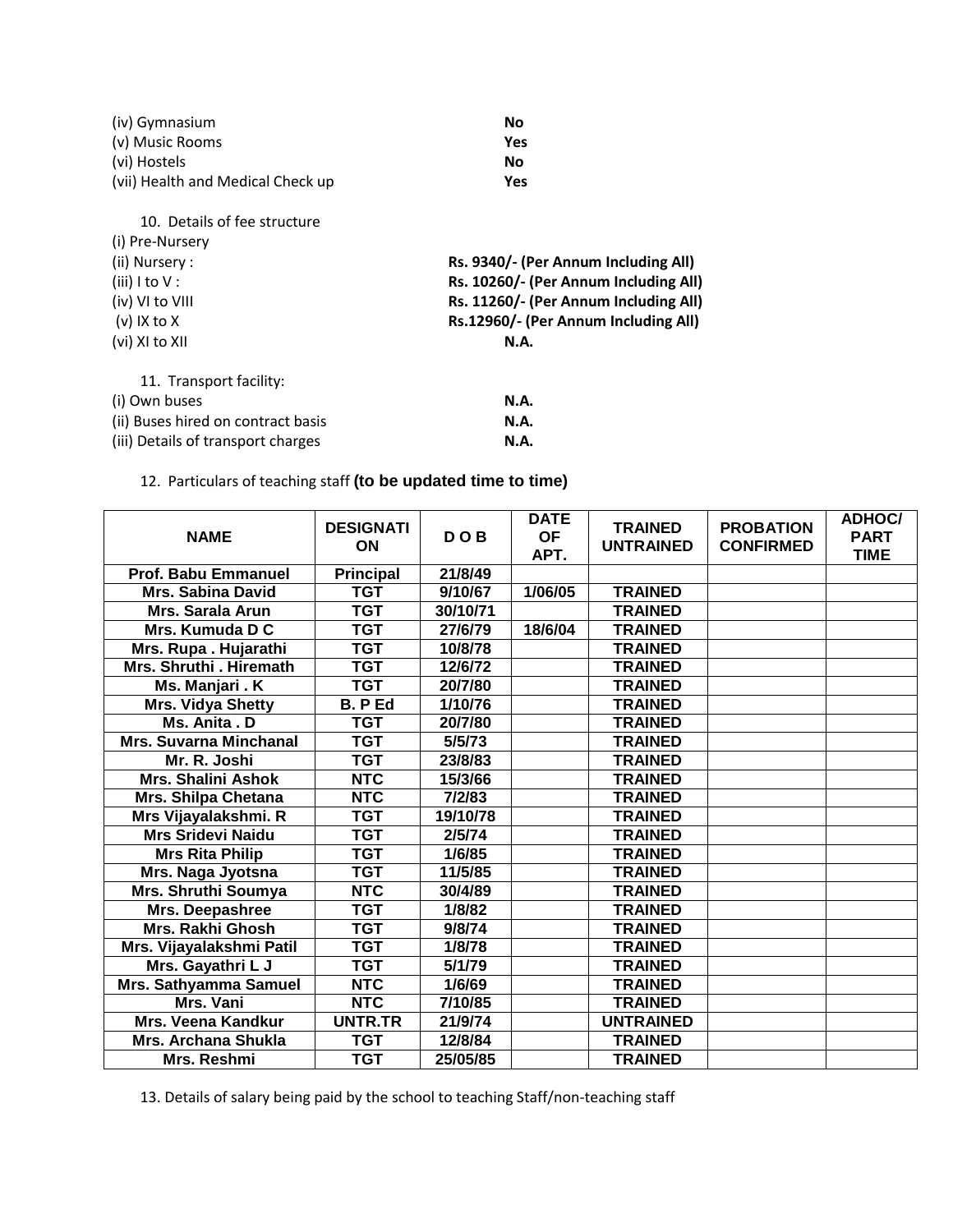(iv) Gymnasium **No**
(v) Music Rooms **Yes**
(vi) Hostels **No**
(vii) Health and Medical Check up **Yes**

10. Details of fee structure

(i) Pre-Nursery
(ii) Nursery : **Rs. 9340/- (Per Annum Including All)**
(iii) I to V : **Rs. 10260/- (Per Annum Including All)**
(iv) VI to VIII **Rs. 11260/- (Per Annum Including All)**
(v) IX to X **Rs.12960/- (Per Annum Including All)**
(vi) XI to XII **N.A.**

11. Transport facility:

(i) Own buses **N.A.**
(ii) Buses hired on contract basis **N.A.**
(iii) Details of transport charges **N.A.**

12. Particulars of teaching staff **(to be updated time to time)**

| NAME | DESIGNATION | D O B | DATE OF APT. | TRAINED UNTRAINED | PROBATION CONFIRMED | ADHOC/ PART TIME |
|---|---|---|---|---|---|---|
| Prof. Babu Emmanuel | Principal | 21/8/49 | | | | |
| Mrs. Sabina David | TGT | 9/10/67 | 1/06/05 | TRAINED | | |
| Mrs. Sarala Arun | TGT | 30/10/71 | | TRAINED | | |
| Mrs. Kumuda D C | TGT | 27/6/79 | 18/6/04 | TRAINED | | |
| Mrs. Rupa . Hujarathi | TGT | 10/8/78 | | TRAINED | | |
| Mrs. Shruthi . Hiremath | TGT | 12/6/72 | | TRAINED | | |
| Ms. Manjari . K | TGT | 20/7/80 | | TRAINED | | |
| Mrs. Vidya Shetty | B. P Ed | 1/10/76 | | TRAINED | | |
| Ms. Anita . D | TGT | 20/7/80 | | TRAINED | | |
| Mrs. Suvarna Minchanal | TGT | 5/5/73 | | TRAINED | | |
| Mr. R. Joshi | TGT | 23/8/83 | | TRAINED | | |
| Mrs. Shalini Ashok | NTC | 15/3/66 | | TRAINED | | |
| Mrs. Shilpa Chetana | NTC | 7/2/83 | | TRAINED | | |
| Mrs Vijayalakshmi. R | TGT | 19/10/78 | | TRAINED | | |
| Mrs Sridevi Naidu | TGT | 2/5/74 | | TRAINED | | |
| Mrs Rita Philip | TGT | 1/6/85 | | TRAINED | | |
| Mrs. Naga Jyotsna | TGT | 11/5/85 | | TRAINED | | |
| Mrs. Shruthi Soumya | NTC | 30/4/89 | | TRAINED | | |
| Mrs. Deepashree | TGT | 1/8/82 | | TRAINED | | |
| Mrs. Rakhi Ghosh | TGT | 9/8/74 | | TRAINED | | |
| Mrs. Vijayalakshmi Patil | TGT | 1/8/78 | | TRAINED | | |
| Mrs. Gayathri L J | TGT | 5/1/79 | | TRAINED | | |
| Mrs. Sathyamma Samuel | NTC | 1/6/69 | | TRAINED | | |
| Mrs. Vani | NTC | 7/10/85 | | TRAINED | | |
| Mrs. Veena Kandkur | UNTR.TR | 21/9/74 | | UNTRAINED | | |
| Mrs. Archana Shukla | TGT | 12/8/84 | | TRAINED | | |
| Mrs. Reshmi | TGT | 25/05/85 | | TRAINED | | |

13. Details of salary being paid by the school to teaching Staff/non-teaching staff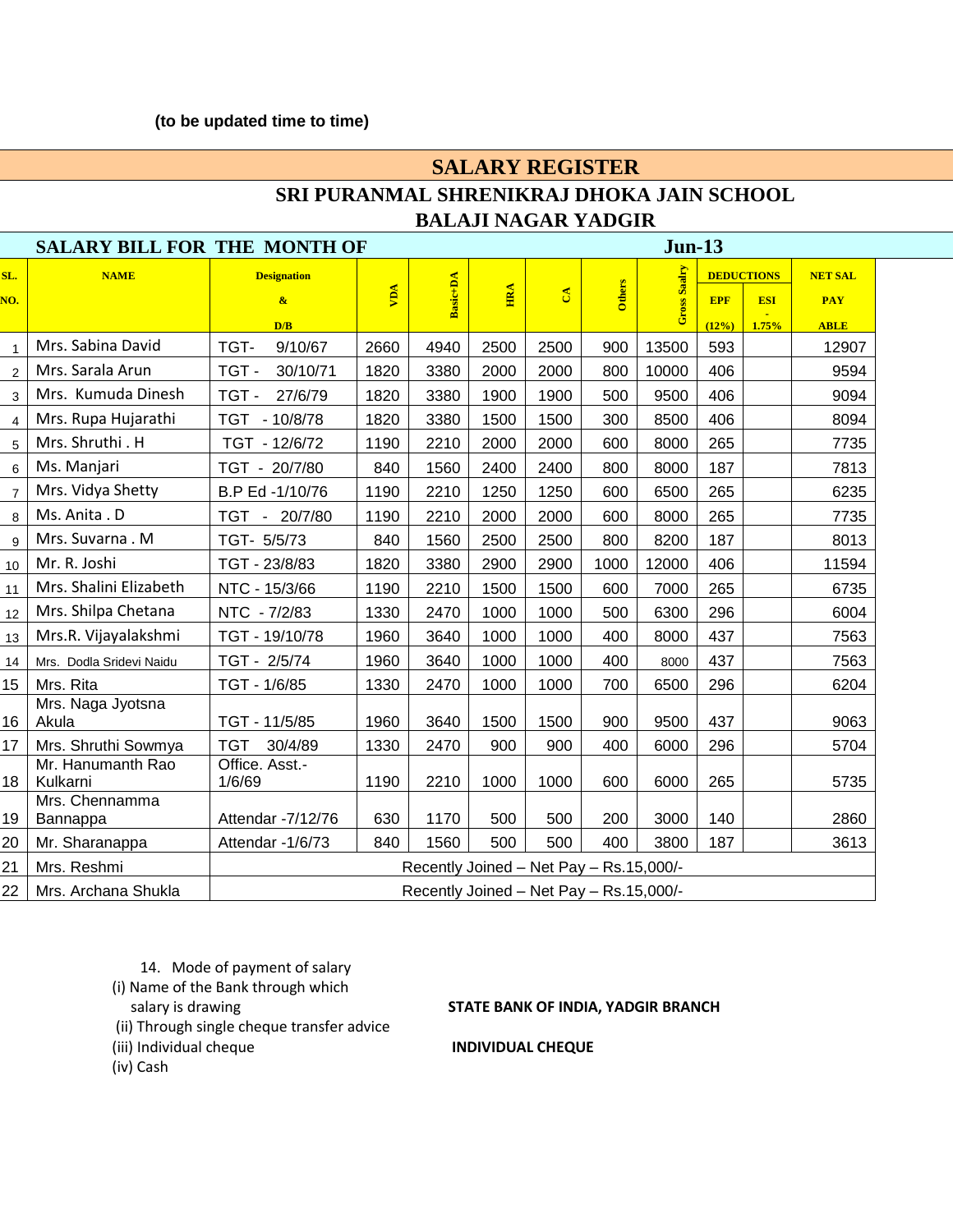**(to be updated time to time)**

# SALARY REGISTER

## SRI PURANMAL SHRENIKRAJ DHOKA JAIN SCHOOL

## BALAJI NAGAR YADGIR

**SALARY BILL FOR THE MONTH OF Jun-13**

| SL. NO. | NAME | Designation & D/B | VDA | Basic+DA | HRA | CA | Others | Gross Saalry | DEDUCTIONS EPF (12%) | DEDUCTIONS ESI - 1.75% | NET SAL PAY ABLE |
|---|---|---|---|---|---|---|---|---|---|---|---|
| 1 | Mrs. Sabina David | TGT- 9/10/67 | 2660 | 4940 | 2500 | 2500 | 900 | 13500 | 593 | | 12907 |
| 2 | Mrs. Sarala Arun | TGT - 30/10/71 | 1820 | 3380 | 2000 | 2000 | 800 | 10000 | 406 | | 9594 |
| 3 | Mrs. Kumuda Dinesh | TGT - 27/6/79 | 1820 | 3380 | 1900 | 1900 | 500 | 9500 | 406 | | 9094 |
| 4 | Mrs. Rupa Hujarathi | TGT - 10/8/78 | 1820 | 3380 | 1500 | 1500 | 300 | 8500 | 406 | | 8094 |
| 5 | Mrs. Shruthi . H | TGT - 12/6/72 | 1190 | 2210 | 2000 | 2000 | 600 | 8000 | 265 | | 7735 |
| 6 | Ms. Manjari | TGT - 20/7/80 | 840 | 1560 | 2400 | 2400 | 800 | 8000 | 187 | | 7813 |
| 7 | Mrs. Vidya Shetty | B.P Ed -1/10/76 | 1190 | 2210 | 1250 | 1250 | 600 | 6500 | 265 | | 6235 |
| 8 | Ms. Anita . D | TGT - 20/7/80 | 1190 | 2210 | 2000 | 2000 | 600 | 8000 | 265 | | 7735 |
| 9 | Mrs. Suvarna . M | TGT- 5/5/73 | 840 | 1560 | 2500 | 2500 | 800 | 8200 | 187 | | 8013 |
| 10 | Mr. R. Joshi | TGT - 23/8/83 | 1820 | 3380 | 2900 | 2900 | 1000 | 12000 | 406 | | 11594 |
| 11 | Mrs. Shalini Elizabeth | NTC - 15/3/66 | 1190 | 2210 | 1500 | 1500 | 600 | 7000 | 265 | | 6735 |
| 12 | Mrs. Shilpa Chetana | NTC - 7/2/83 | 1330 | 2470 | 1000 | 1000 | 500 | 6300 | 296 | | 6004 |
| 13 | Mrs.R. Vijayalakshmi | TGT - 19/10/78 | 1960 | 3640 | 1000 | 1000 | 400 | 8000 | 437 | | 7563 |
| 14 | Mrs. Dodla Sridevi Naidu | TGT - 2/5/74 | 1960 | 3640 | 1000 | 1000 | 400 | 8000 | 437 | | 7563 |
| 15 | Mrs. Rita | TGT - 1/6/85 | 1330 | 2470 | 1000 | 1000 | 700 | 6500 | 296 | | 6204 |
| 16 | Mrs. Naga Jyotsna Akula | TGT - 11/5/85 | 1960 | 3640 | 1500 | 1500 | 900 | 9500 | 437 | | 9063 |
| 17 | Mrs. Shruthi Sowmya | TGT 30/4/89 | 1330 | 2470 | 900 | 900 | 400 | 6000 | 296 | | 5704 |
| 18 | Mr. Hanumanth Rao Kulkarni | Office. Asst.- 1/6/69 | 1190 | 2210 | 1000 | 1000 | 600 | 6000 | 265 | | 5735 |
| 19 | Mrs. Chennamma Bannappa | Attendar -7/12/76 | 630 | 1170 | 500 | 500 | 200 | 3000 | 140 | | 2860 |
| 20 | Mr. Sharanappa | Attendar -1/6/73 | 840 | 1560 | 500 | 500 | 400 | 3800 | 187 | | 3613 |
| 21 | Mrs. Reshmi | Recently Joined – Net Pay – Rs.15,000/- | | | | | | | | | |
| 22 | Mrs. Archana Shukla | Recently Joined – Net Pay – Rs.15,000/- | | | | | | | | | |

14. Mode of payment of salary

(i) Name of the Bank through which salary is drawing — **STATE BANK OF INDIA, YADGIR BRANCH**

(ii) Through single cheque transfer advice

(iii) Individual cheque — **INDIVIDUAL CHEQUE**

(iv) Cash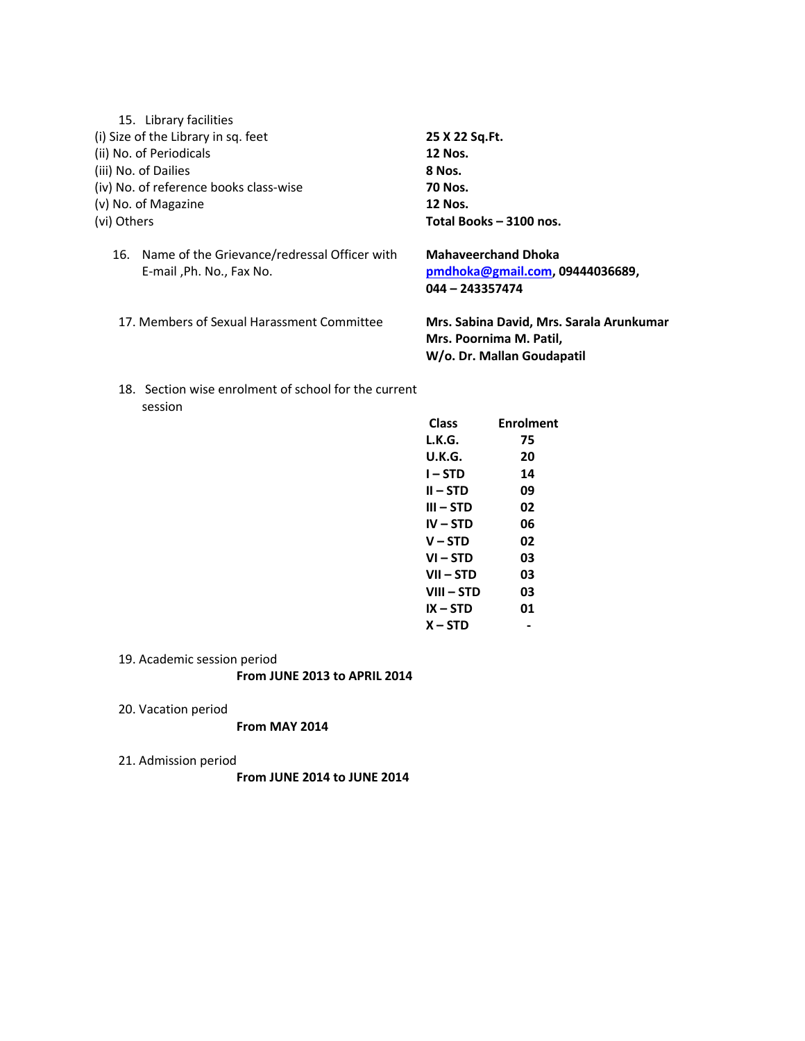15. Library facilities

| | |
|---|---|
| (i) Size of the Library in sq. feet | **25 X 22 Sq.Ft.** |
| (ii) No. of Periodicals | **12 Nos.** |
| (iii) No. of Dailies | **8 Nos.** |
| (iv) No. of reference books class-wise | **70 Nos.** |
| (v) No. of Magazine | **12 Nos.** |
| (vi) Others | **Total Books – 3100 nos.** |

16. Name of the Grievance/redressal Officer with E-mail ,Ph. No., Fax No.

**Mahaveerchand Dhoka**
**pmdhoka@gmail.com, 09444036689, 044 – 243357474**

17. Members of Sexual Harassment Committee

**Mrs. Sabina David, Mrs. Sarala Arunkumar**
**Mrs. Poornima M. Patil,**
**W/o. Dr. Mallan Goudapatil**

18. Section wise enrolment of school for the current session

| Class | Enrolment |
|---|---|
| L.K.G. | 75 |
| U.K.G. | 20 |
| I – STD | 14 |
| II – STD | 09 |
| III – STD | 02 |
| IV – STD | 06 |
| V – STD | 02 |
| VI – STD | 03 |
| VII – STD | 03 |
| VIII – STD | 03 |
| IX – STD | 01 |
| X – STD | - |

19. Academic session period

**From JUNE 2013 to APRIL 2014**

20. Vacation period

**From MAY 2014**

21. Admission period

**From JUNE 2014 to JUNE 2014**